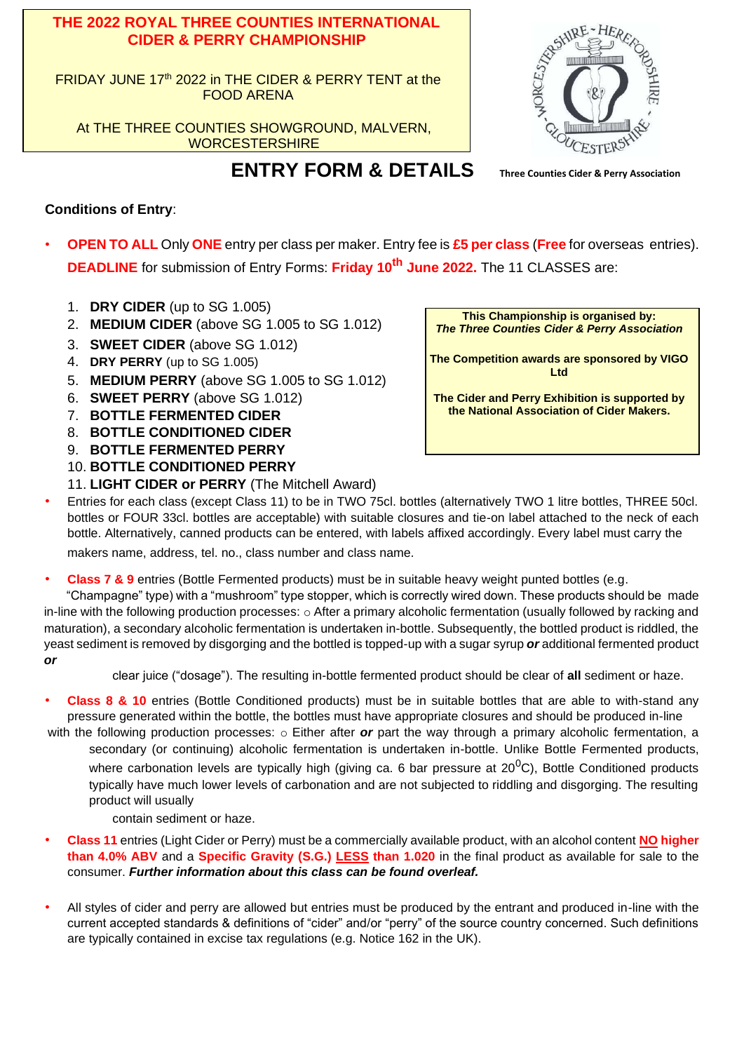# THE 2022 ROYAL THREE COUNTIES INTERNATIONAL CIDER & PERRY CHAMPIONSHIP

FRIDAY JUNE 17th 2022 in THE CIDER & PERRY TENT at the FOOD ARENA

At THE THREE COUNTIES SHOWGROUND, MALVERN, WORCESTERSHIRE

Three Counties Cider & Perry Association

## ENTRY FORM & DETAILS

**Conditions of Entry**:

- **OPEN TO ALL** Only **ONE** entry per class per maker. Entry fee is **£5 per class** (**Free** for overseas entries). **DEADLINE** for submission of Entry Forms: **Friday 10th June 2022.** The 11 CLASSES are:

  1. **DRY CIDER** (up to SG 1.005)
  2. **MEDIUM CIDER** (above SG 1.005 to SG 1.012)
  3. **SWEET CIDER** (above SG 1.012)
  4. **DRY PERRY** (up to SG 1.005)
  5. **MEDIUM PERRY** (above SG 1.005 to SG 1.012)
  6. **SWEET PERRY** (above SG 1.012)
  7. **BOTTLE FERMENTED CIDER**
  8. **BOTTLE CONDITIONED CIDER**
  9. **BOTTLE FERMENTED PERRY**
  10. **BOTTLE CONDITIONED PERRY**
  11. **LIGHT CIDER or PERRY** (The Mitchell Award)

**This Championship is organised by:**
***The Three Counties Cider & Perry Association***

**The Competition awards are sponsored by VIGO Ltd**

**The Cider and Perry Exhibition is supported by the National Association of Cider Makers.**

- Entries for each class (except Class 11) to be in TWO 75cl. bottles (alternatively TWO 1 litre bottles, THREE 50cl. bottles or FOUR 33cl. bottles are acceptable) with suitable closures and tie-on label attached to the neck of each bottle. Alternatively, canned products can be entered, with labels affixed accordingly. Every label must carry the makers name, address, tel. no., class number and class name.

- **Class 7 & 9** entries (Bottle Fermented products) must be in suitable heavy weight punted bottles (e.g. "Champagne" type) with a "mushroom" type stopper, which is correctly wired down. These products should be made in-line with the following production processes: ○ After a primary alcoholic fermentation (usually followed by racking and maturation), a secondary alcoholic fermentation is undertaken in-bottle. Subsequently, the bottled product is riddled, the yeast sediment is removed by disgorging and the bottled is topped-up with a sugar syrup ***or*** additional fermented product ***or*** clear juice ("dosage"). The resulting in-bottle fermented product should be clear of **all** sediment or haze.

- **Class 8 & 10** entries (Bottle Conditioned products) must be in suitable bottles that are able to with-stand any pressure generated within the bottle, the bottles must have appropriate closures and should be produced in-line with the following production processes: ○ Either after ***or*** part the way through a primary alcoholic fermentation, a secondary (or continuing) alcoholic fermentation is undertaken in-bottle. Unlike Bottle Fermented products, where carbonation levels are typically high (giving ca. 6 bar pressure at $20^0$C), Bottle Conditioned products typically have much lower levels of carbonation and are not subjected to riddling and disgorging. The resulting product will usually contain sediment or haze.

- **Class 11** entries (Light Cider or Perry) must be a commercially available product, with an alcohol content **NO higher than 4.0% ABV** and a **Specific Gravity (S.G.) LESS than 1.020** in the final product as available for sale to the consumer. ***Further information about this class can be found overleaf.***

- All styles of cider and perry are allowed but entries must be produced by the entrant and produced in-line with the current accepted standards & definitions of "cider" and/or "perry" of the source country concerned. Such definitions are typically contained in excise tax regulations (e.g. Notice 162 in the UK).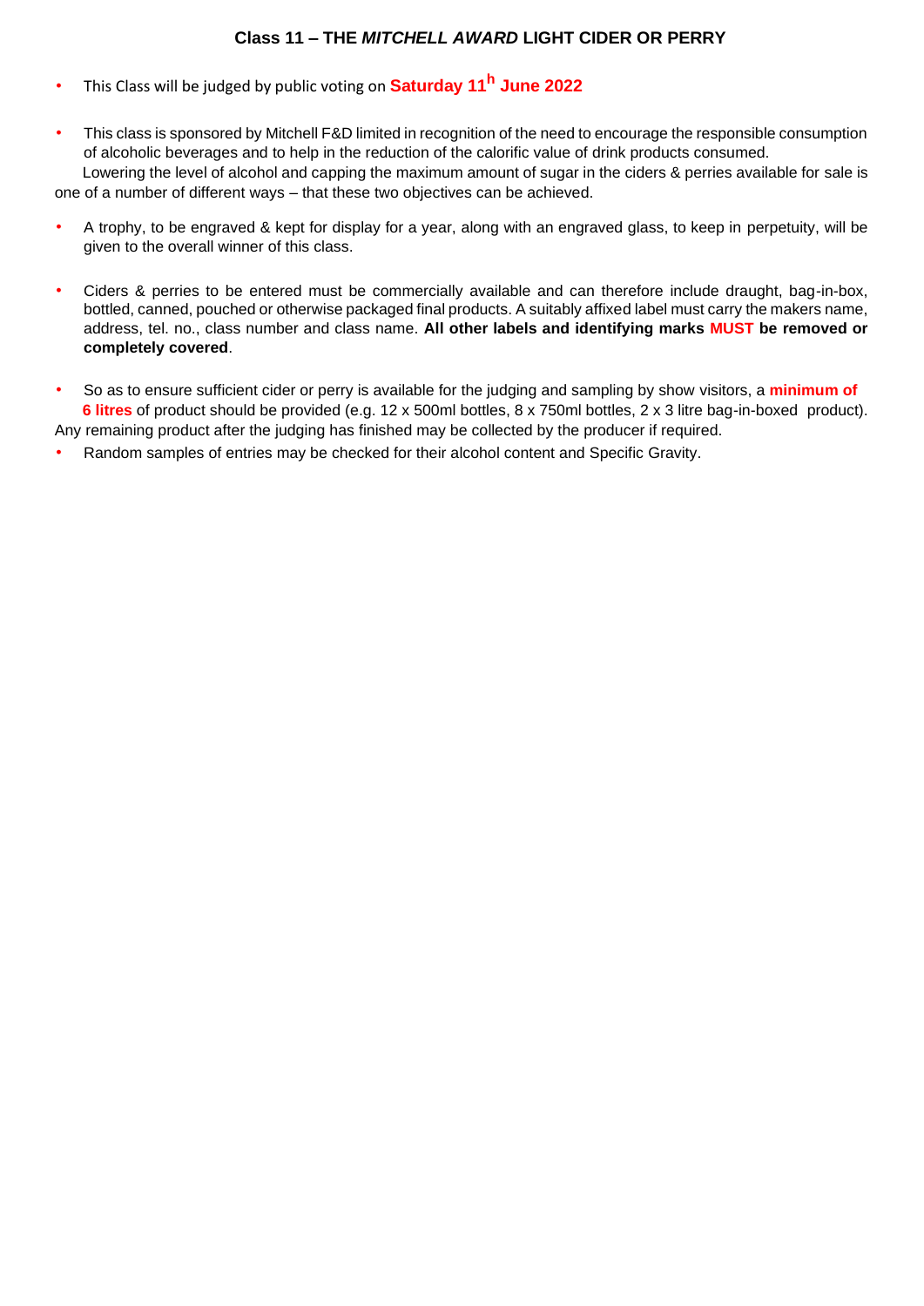## Class 11 – THE *MITCHELL AWARD* LIGHT CIDER OR PERRY

- This Class will be judged by public voting on **Saturday 11h June 2022**

- This class is sponsored by Mitchell F&D limited in recognition of the need to encourage the responsible consumption of alcoholic beverages and to help in the reduction of the calorific value of drink products consumed.
  Lowering the level of alcohol and capping the maximum amount of sugar in the ciders & perries available for sale is one of a number of different ways – that these two objectives can be achieved.

- A trophy, to be engraved & kept for display for a year, along with an engraved glass, to keep in perpetuity, will be given to the overall winner of this class.

- Ciders & perries to be entered must be commercially available and can therefore include draught, bag-in-box, bottled, canned, pouched or otherwise packaged final products. A suitably affixed label must carry the makers name, address, tel. no., class number and class name. **All other labels and identifying marks MUST be removed or completely covered**.

- So as to ensure sufficient cider or perry is available for the judging and sampling by show visitors, a **minimum of 6 litres** of product should be provided (e.g. 12 x 500ml bottles, 8 x 750ml bottles, 2 x 3 litre bag-in-boxed product). Any remaining product after the judging has finished may be collected by the producer if required.
- Random samples of entries may be checked for their alcohol content and Specific Gravity.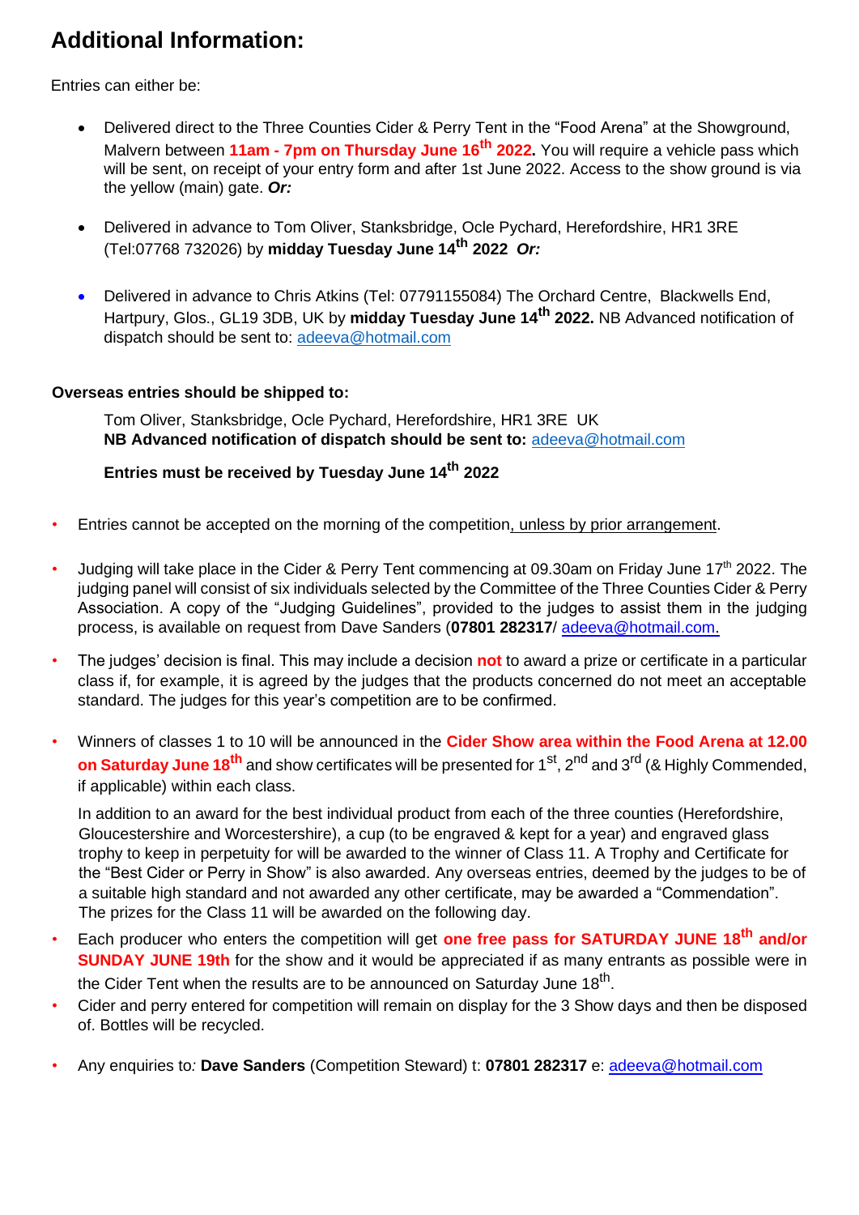# Additional Information:

Entries can either be:

- Delivered direct to the Three Counties Cider & Perry Tent in the "Food Arena" at the Showground, Malvern between **11am - 7pm on Thursday June 16th 2022.** You will require a vehicle pass which will be sent, on receipt of your entry form and after 1st June 2022. Access to the show ground is via the yellow (main) gate. ***Or:***

- Delivered in advance to Tom Oliver, Stanksbridge, Ocle Pychard, Herefordshire, HR1 3RE (Tel:07768 732026) by **midday Tuesday June 14th 2022** ***Or:***

- Delivered in advance to Chris Atkins (Tel: 07791155084) The Orchard Centre, Blackwells End, Hartpury, Glos., GL19 3DB, UK by **midday Tuesday June 14th 2022.** NB Advanced notification of dispatch should be sent to: adeeva@hotmail.com

**Overseas entries should be shipped to:**

Tom Oliver, Stanksbridge, Ocle Pychard, Herefordshire, HR1 3RE UK
**NB Advanced notification of dispatch should be sent to:** adeeva@hotmail.com

**Entries must be received by Tuesday June 14th 2022**

- Entries cannot be accepted on the morning of the competition, unless by prior arrangement.

- Judging will take place in the Cider & Perry Tent commencing at 09.30am on Friday June 17th 2022. The judging panel will consist of six individuals selected by the Committee of the Three Counties Cider & Perry Association. A copy of the "Judging Guidelines", provided to the judges to assist them in the judging process, is available on request from Dave Sanders (**07801 282317**/ adeeva@hotmail.com.

- The judges' decision is final. This may include a decision **not** to award a prize or certificate in a particular class if, for example, it is agreed by the judges that the products concerned do not meet an acceptable standard. The judges for this year's competition are to be confirmed.

- Winners of classes 1 to 10 will be announced in the **Cider Show area within the Food Arena at 12.00 on Saturday June 18th** and show certificates will be presented for 1st, 2nd and 3rd (& Highly Commended, if applicable) within each class.

  In addition to an award for the best individual product from each of the three counties (Herefordshire, Gloucestershire and Worcestershire), a cup (to be engraved & kept for a year) and engraved glass trophy to keep in perpetuity for will be awarded to the winner of Class 11. A Trophy and Certificate for the "Best Cider or Perry in Show" is also awarded. Any overseas entries, deemed by the judges to be of a suitable high standard and not awarded any other certificate, may be awarded a "Commendation". The prizes for the Class 11 will be awarded on the following day.

- Each producer who enters the competition will get **one free pass for SATURDAY JUNE 18th and/or SUNDAY JUNE 19th** for the show and it would be appreciated if as many entrants as possible were in the Cider Tent when the results are to be announced on Saturday June 18th.
- Cider and perry entered for competition will remain on display for the 3 Show days and then be disposed of. Bottles will be recycled.

- Any enquiries to*:* **Dave Sanders** (Competition Steward) t: **07801 282317** e: adeeva@hotmail.com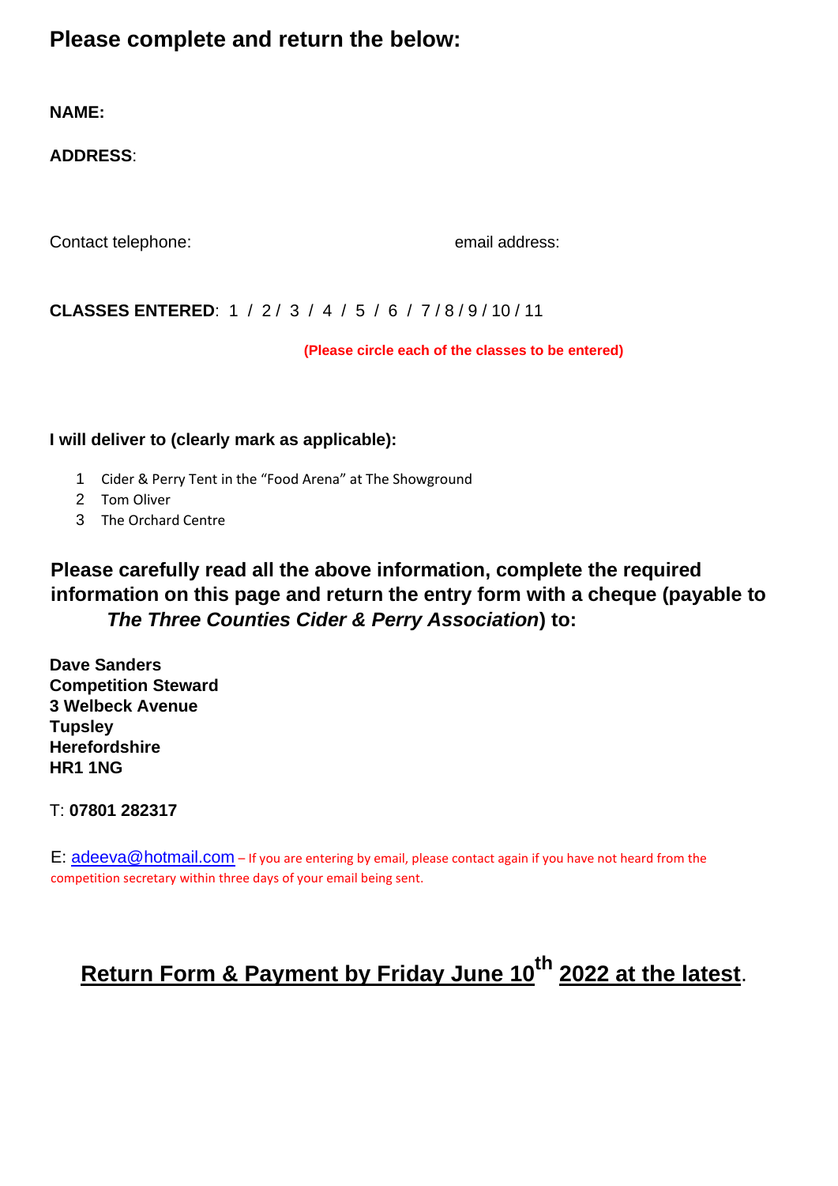## Please complete and return the below:

**NAME:**

**ADDRESS**:

Contact telephone: email address:

**CLASSES ENTERED**: 1 / 2 / 3 / 4 / 5 / 6 / 7 / 8 / 9 / 10 / 11

**(Please circle each of the classes to be entered)**

**I will deliver to (clearly mark as applicable):**

1. Cider & Perry Tent in the "Food Arena" at The Showground
2. Tom Oliver
3. The Orchard Centre

**Please carefully read all the above information, complete the required information on this page and return the entry form with a cheque (payable to *The Three Counties Cider & Perry Association*) to:**

**Dave Sanders**
**Competition Steward**
**3 Welbeck Avenue**
**Tupsley**
**Herefordshire**
**HR1 1NG**

T: **07801 282317**

E: adeeva@hotmail.com – If you are entering by email, please contact again if you have not heard from the competition secretary within three days of your email being sent.

**Return Form & Payment by Friday June 10th 2022 at the latest**.